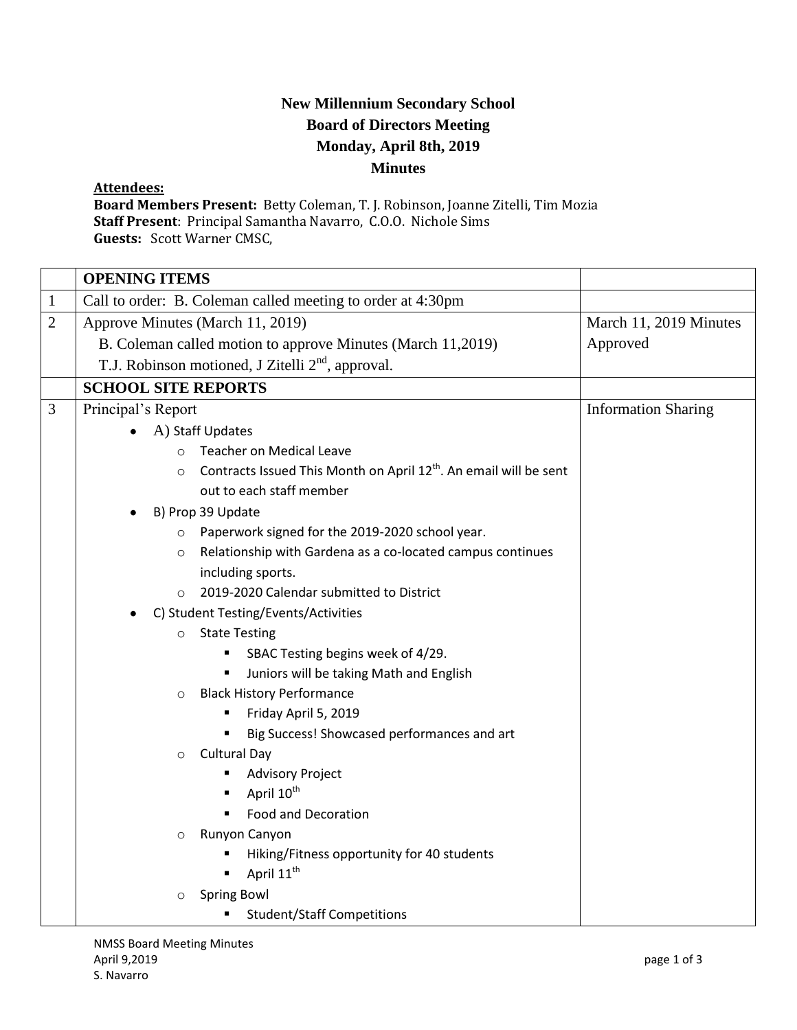**New Millennium Secondary School**
**Board of Directors Meeting**
**Monday, April 8th, 2019**
**Minutes**

**Attendees:**
**Board Members Present:** Betty Coleman, T. J. Robinson, Joanne Zitelli, Tim Mozia
**Staff Present**: Principal Samantha Navarro, C.O.O. Nichole Sims
**Guests:** Scott Warner CMSC,

| | **OPENING ITEMS** | |
|---|---|---|
| 1 | Call to order: B. Coleman called meeting to order at 4:30pm | |
| 2 | Approve Minutes (March 11, 2019)<br>B. Coleman called motion to approve Minutes (March 11,2019)<br>T.J. Robinson motioned, J Zitelli 2nd, approval. | March 11, 2019 Minutes Approved |
| | **SCHOOL SITE REPORTS** | |
| 3 | Principal's Report<br>• A) Staff Updates<br>  ○ Teacher on Medical Leave<br>  ○ Contracts Issued This Month on April 12th. An email will be sent out to each staff member<br>• B) Prop 39 Update<br>  ○ Paperwork signed for the 2019-2020 school year.<br>  ○ Relationship with Gardena as a co-located campus continues including sports.<br>  ○ 2019-2020 Calendar submitted to District<br>• C) Student Testing/Events/Activities<br>  ○ State Testing<br>    ▪ SBAC Testing begins week of 4/29.<br>    ▪ Juniors will be taking Math and English<br>  ○ Black History Performance<br>    ▪ Friday April 5, 2019<br>    ▪ Big Success! Showcased performances and art<br>  ○ Cultural Day<br>    ▪ Advisory Project<br>    ▪ April 10th<br>    ▪ Food and Decoration<br>  ○ Runyon Canyon<br>    ▪ Hiking/Fitness opportunity for 40 students<br>    ▪ April 11th<br>  ○ Spring Bowl<br>    ▪ Student/Staff Competitions | Information Sharing |

NMSS Board Meeting Minutes
April 9,2019
S. Navarro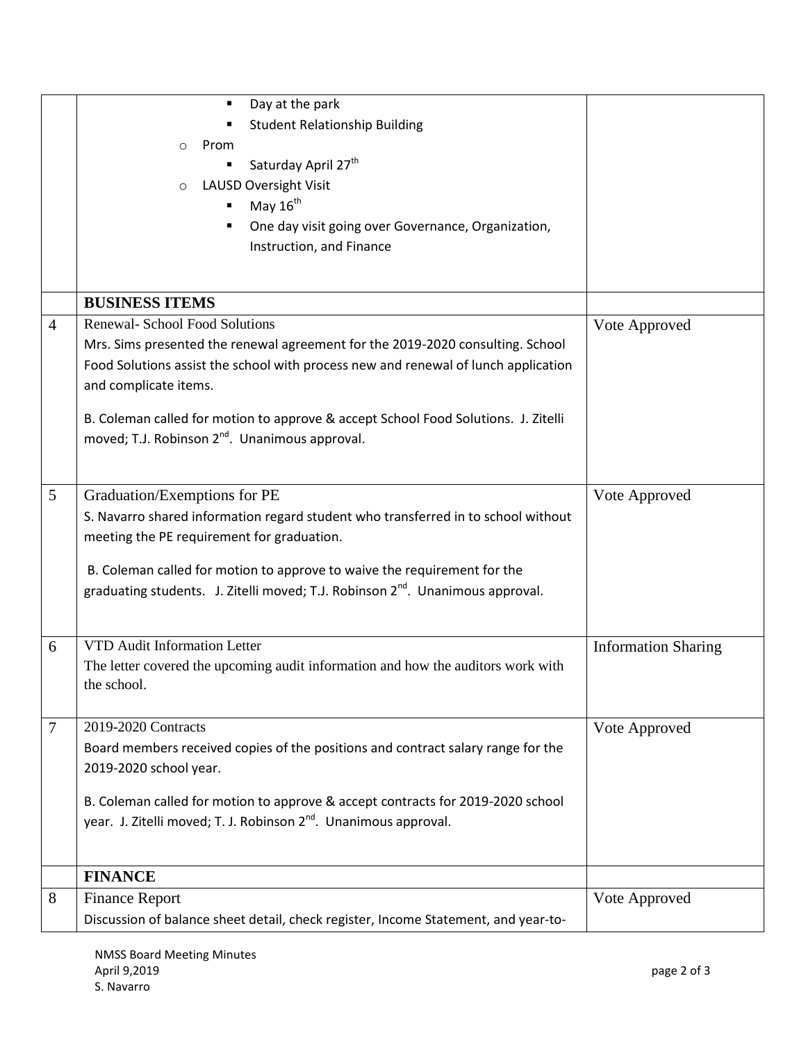| | | |
|---|---|---|
| | ▪ Day at the park<br>▪ Student Relationship Building<br>○ Prom<br>▪ Saturday April 27th<br>○ LAUSD Oversight Visit<br>▪ May 16th<br>▪ One day visit going over Governance, Organization, Instruction, and Finance | |
| | **BUSINESS ITEMS** | |
| 4 | Renewal- School Food Solutions<br>Mrs. Sims presented the renewal agreement for the 2019-2020 consulting. School Food Solutions assist the school with process new and renewal of lunch application and complicate items.<br><br>B. Coleman called for motion to approve & accept School Food Solutions. J. Zitelli moved; T.J. Robinson 2nd. Unanimous approval. | Vote Approved |
| 5 | Graduation/Exemptions for PE<br>S. Navarro shared information regard student who transferred in to school without meeting the PE requirement for graduation.<br><br>B. Coleman called for motion to approve to waive the requirement for the graduating students. J. Zitelli moved; T.J. Robinson 2nd. Unanimous approval. | Vote Approved |
| 6 | VTD Audit Information Letter<br>The letter covered the upcoming audit information and how the auditors work with the school. | Information Sharing |
| 7 | 2019-2020 Contracts<br>Board members received copies of the positions and contract salary range for the 2019-2020 school year.<br><br>B. Coleman called for motion to approve & accept contracts for 2019-2020 school year. J. Zitelli moved; T. J. Robinson 2nd. Unanimous approval. | Vote Approved |
| | **FINANCE** | |
| 8 | Finance Report<br>Discussion of balance sheet detail, check register, Income Statement, and year-to- | Vote Approved |

NMSS Board Meeting Minutes
April 9,2019
S. Navarro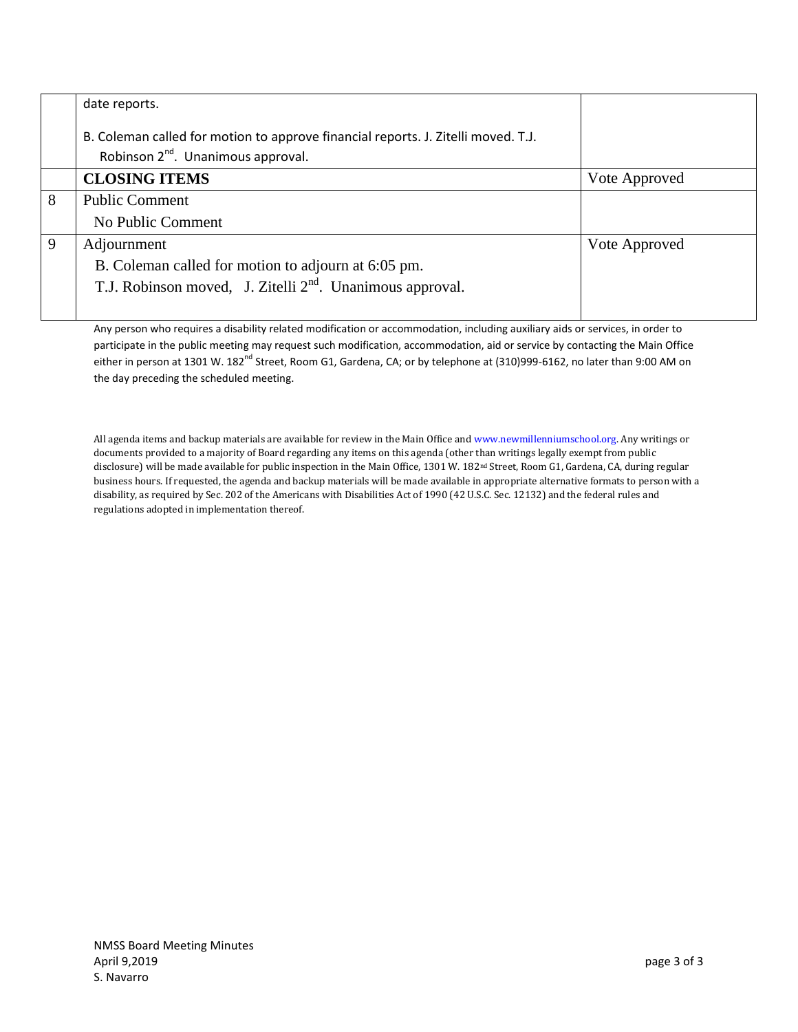| | | |
|---|---|---|
| | date reports.<br><br>B. Coleman called for motion to approve financial reports. J. Zitelli moved. T.J. Robinson 2nd. Unanimous approval. | |
| | **CLOSING ITEMS** | Vote Approved |
| 8 | Public Comment<br>No Public Comment | |
| 9 | Adjournment<br>B. Coleman called for motion to adjourn at 6:05 pm.<br>T.J. Robinson moved, J. Zitelli 2nd. Unanimous approval. | Vote Approved |

Any person who requires a disability related modification or accommodation, including auxiliary aids or services, in order to participate in the public meeting may request such modification, accommodation, aid or service by contacting the Main Office either in person at 1301 W. 182nd Street, Room G1, Gardena, CA; or by telephone at (310)999-6162, no later than 9:00 AM on the day preceding the scheduled meeting.

All agenda items and backup materials are available for review in the Main Office and www.newmillenniumschool.org. Any writings or documents provided to a majority of Board regarding any items on this agenda (other than writings legally exempt from public disclosure) will be made available for public inspection in the Main Office, 1301 W. 182nd Street, Room G1, Gardena, CA, during regular business hours. If requested, the agenda and backup materials will be made available in appropriate alternative formats to person with a disability, as required by Sec. 202 of the Americans with Disabilities Act of 1990 (42 U.S.C. Sec. 12132) and the federal rules and regulations adopted in implementation thereof.

NMSS Board Meeting Minutes
April 9,2019
S. Navarro